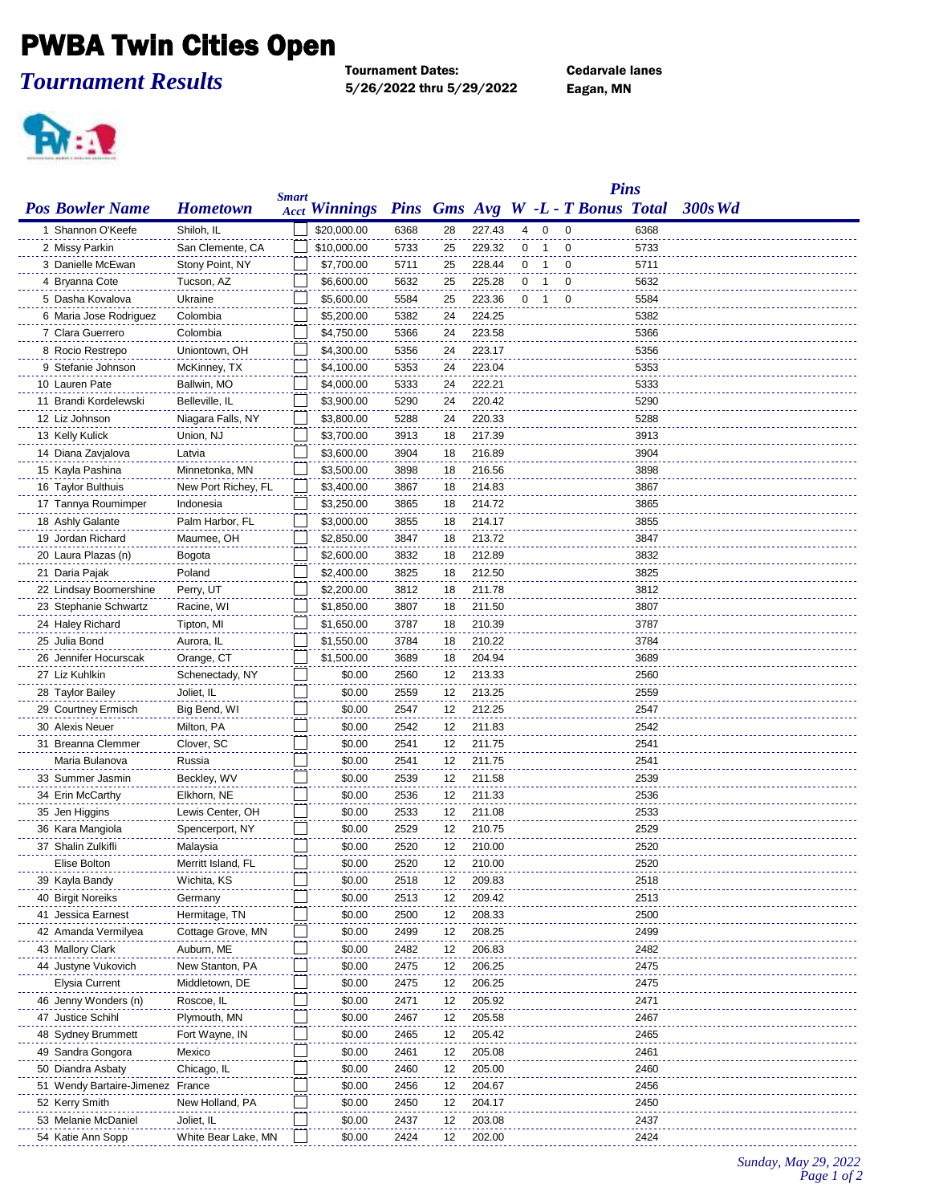# PWBA Twin Cities Open

## *Tournament Results*

**Tournament Dates:**
**5/26/2022 thru 5/29/2022**

**Cedarvale lanes**
**Eagan, MN**

| Pos | Bowler Name | Hometown | Smart Acct | Winnings | Pins | Gms | Avg | W | L | T | Pins Bonus | Total | 300s | Wd |
|---|---|---|---|---|---|---|---|---|---|---|---|---|---|---|
| 1 | Shannon O'Keefe | Shiloh, IL | | $20,000.00 | 6368 | 28 | 227.43 | 4 | 0 | 0 | | 6368 | | |
| 2 | Missy Parkin | San Clemente, CA | | $10,000.00 | 5733 | 25 | 229.32 | 0 | 1 | 0 | | 5733 | | |
| 3 | Danielle McEwan | Stony Point, NY | | $7,700.00 | 5711 | 25 | 228.44 | 0 | 1 | 0 | | 5711 | | |
| 4 | Bryanna Cote | Tucson, AZ | | $6,600.00 | 5632 | 25 | 225.28 | 0 | 1 | 0 | | 5632 | | |
| 5 | Dasha Kovalova | Ukraine | | $5,600.00 | 5584 | 25 | 223.36 | 0 | 1 | 0 | | 5584 | | |
| 6 | Maria Jose Rodriguez | Colombia | | $5,200.00 | 5382 | 24 | 224.25 | | | | | 5382 | | |
| 7 | Clara Guerrero | Colombia | | $4,750.00 | 5366 | 24 | 223.58 | | | | | 5366 | | |
| 8 | Rocio Restrepo | Uniontown, OH | | $4,300.00 | 5356 | 24 | 223.17 | | | | | 5356 | | |
| 9 | Stefanie Johnson | McKinney, TX | | $4,100.00 | 5353 | 24 | 223.04 | | | | | 5353 | | |
| 10 | Lauren Pate | Ballwin, MO | | $4,000.00 | 5333 | 24 | 222.21 | | | | | 5333 | | |
| 11 | Brandi Kordelewski | Belleville, IL | | $3,900.00 | 5290 | 24 | 220.42 | | | | | 5290 | | |
| 12 | Liz Johnson | Niagara Falls, NY | | $3,800.00 | 5288 | 24 | 220.33 | | | | | 5288 | | |
| 13 | Kelly Kulick | Union, NJ | | $3,700.00 | 3913 | 18 | 217.39 | | | | | 3913 | | |
| 14 | Diana Zavjalova | Latvia | | $3,600.00 | 3904 | 18 | 216.89 | | | | | 3904 | | |
| 15 | Kayla Pashina | Minnetonka, MN | | $3,500.00 | 3898 | 18 | 216.56 | | | | | 3898 | | |
| 16 | Taylor Bulthuis | New Port Richey, FL | | $3,400.00 | 3867 | 18 | 214.83 | | | | | 3867 | | |
| 17 | Tannya Roumimper | Indonesia | | $3,250.00 | 3865 | 18 | 214.72 | | | | | 3865 | | |
| 18 | Ashly Galante | Palm Harbor, FL | | $3,000.00 | 3855 | 18 | 214.17 | | | | | 3855 | | |
| 19 | Jordan Richard | Maumee, OH | | $2,850.00 | 3847 | 18 | 213.72 | | | | | 3847 | | |
| 20 | Laura Plazas (n) | Bogota | | $2,600.00 | 3832 | 18 | 212.89 | | | | | 3832 | | |
| 21 | Daria Pajak | Poland | | $2,400.00 | 3825 | 18 | 212.50 | | | | | 3825 | | |
| 22 | Lindsay Boomershine | Perry, UT | | $2,200.00 | 3812 | 18 | 211.78 | | | | | 3812 | | |
| 23 | Stephanie Schwartz | Racine, WI | | $1,850.00 | 3807 | 18 | 211.50 | | | | | 3807 | | |
| 24 | Haley Richard | Tipton, MI | | $1,650.00 | 3787 | 18 | 210.39 | | | | | 3787 | | |
| 25 | Julia Bond | Aurora, IL | | $1,550.00 | 3784 | 18 | 210.22 | | | | | 3784 | | |
| 26 | Jennifer Hocurscak | Orange, CT | | $1,500.00 | 3689 | 18 | 204.94 | | | | | 3689 | | |
| 27 | Liz Kuhlkin | Schenectady, NY | | $0.00 | 2560 | 12 | 213.33 | | | | | 2560 | | |
| 28 | Taylor Bailey | Joliet, IL | | $0.00 | 2559 | 12 | 213.25 | | | | | 2559 | | |
| 29 | Courtney Ermisch | Big Bend, WI | | $0.00 | 2547 | 12 | 212.25 | | | | | 2547 | | |
| 30 | Alexis Neuer | Milton, PA | | $0.00 | 2542 | 12 | 211.83 | | | | | 2542 | | |
| 31 | Breanna Clemmer | Clover, SC | | $0.00 | 2541 | 12 | 211.75 | | | | | 2541 | | |
| | Maria Bulanova | Russia | | $0.00 | 2541 | 12 | 211.75 | | | | | 2541 | | |
| 33 | Summer Jasmin | Beckley, WV | | $0.00 | 2539 | 12 | 211.58 | | | | | 2539 | | |
| 34 | Erin McCarthy | Elkhorn, NE | | $0.00 | 2536 | 12 | 211.33 | | | | | 2536 | | |
| 35 | Jen Higgins | Lewis Center, OH | | $0.00 | 2533 | 12 | 211.08 | | | | | 2533 | | |
| 36 | Kara Mangiola | Spencerport, NY | | $0.00 | 2529 | 12 | 210.75 | | | | | 2529 | | |
| 37 | Shalin Zulkifli | Malaysia | | $0.00 | 2520 | 12 | 210.00 | | | | | 2520 | | |
| | Elise Bolton | Merritt Island, FL | | $0.00 | 2520 | 12 | 210.00 | | | | | 2520 | | |
| 39 | Kayla Bandy | Wichita, KS | | $0.00 | 2518 | 12 | 209.83 | | | | | 2518 | | |
| 40 | Birgit Noreiks | Germany | | $0.00 | 2513 | 12 | 209.42 | | | | | 2513 | | |
| 41 | Jessica Earnest | Hermitage, TN | | $0.00 | 2500 | 12 | 208.33 | | | | | 2500 | | |
| 42 | Amanda Vermilyea | Cottage Grove, MN | | $0.00 | 2499 | 12 | 208.25 | | | | | 2499 | | |
| 43 | Mallory Clark | Auburn, ME | | $0.00 | 2482 | 12 | 206.83 | | | | | 2482 | | |
| 44 | Justyne Vukovich | New Stanton, PA | | $0.00 | 2475 | 12 | 206.25 | | | | | 2475 | | |
| | Elysia Current | Middletown, DE | | $0.00 | 2475 | 12 | 206.25 | | | | | 2475 | | |
| 46 | Jenny Wonders (n) | Roscoe, IL | | $0.00 | 2471 | 12 | 205.92 | | | | | 2471 | | |
| 47 | Justice Schihl | Plymouth, MN | | $0.00 | 2467 | 12 | 205.58 | | | | | 2467 | | |
| 48 | Sydney Brummett | Fort Wayne, IN | | $0.00 | 2465 | 12 | 205.42 | | | | | 2465 | | |
| 49 | Sandra Gongora | Mexico | | $0.00 | 2461 | 12 | 205.08 | | | | | 2461 | | |
| 50 | Diandra Asbaty | Chicago, IL | | $0.00 | 2460 | 12 | 205.00 | | | | | 2460 | | |
| 51 | Wendy Bartaire-Jimenez | France | | $0.00 | 2456 | 12 | 204.67 | | | | | 2456 | | |
| 52 | Kerry Smith | New Holland, PA | | $0.00 | 2450 | 12 | 204.17 | | | | | 2450 | | |
| 53 | Melanie McDaniel | Joliet, IL | | $0.00 | 2437 | 12 | 203.08 | | | | | 2437 | | |
| 54 | Katie Ann Sopp | White Bear Lake, MN | | $0.00 | 2424 | 12 | 202.00 | | | | | 2424 | | |

*Sunday, May 29, 2022*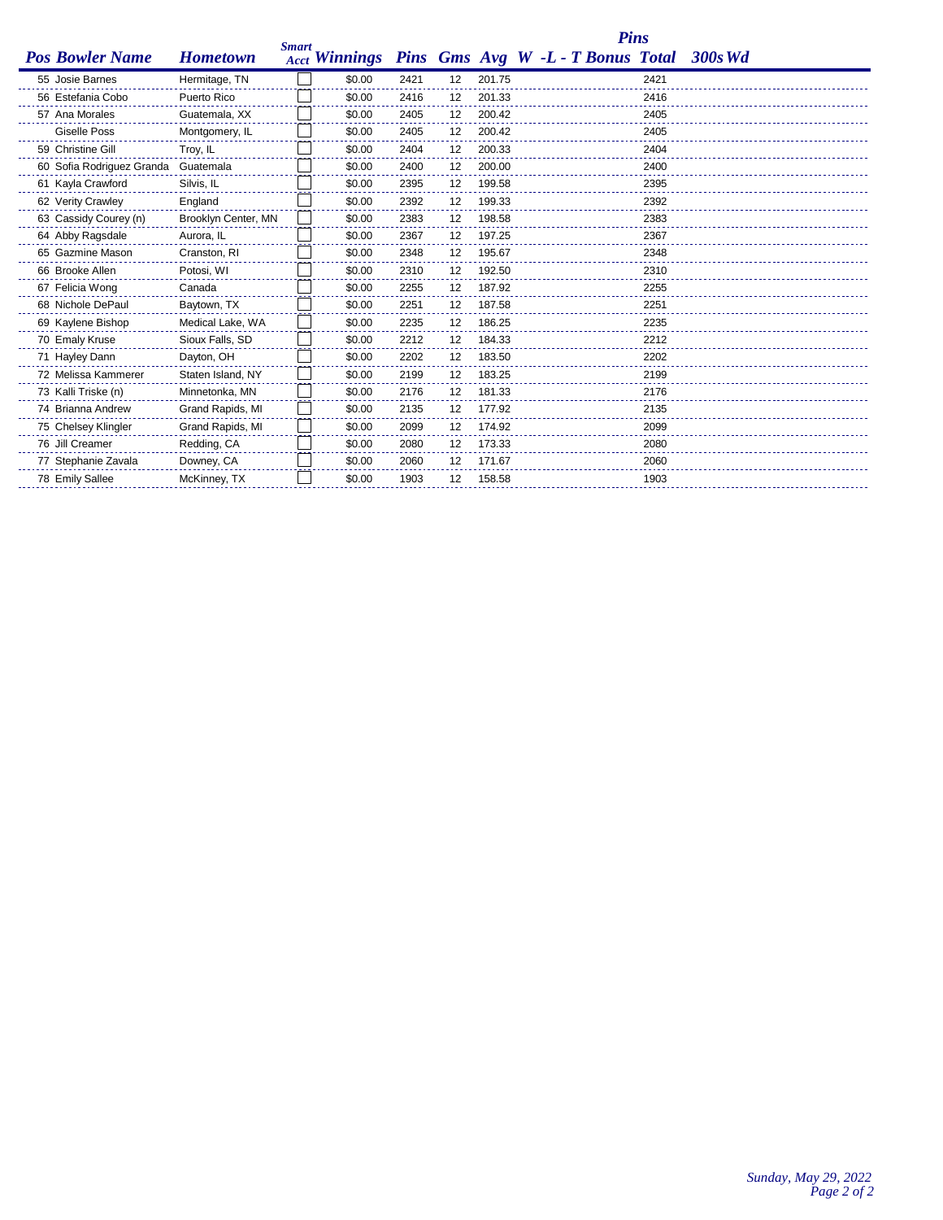| Pos | Bowler Name | Hometown | Smart Acct | Winnings | Pins | Gms | Avg | W - L - T | Bonus | Pins Total | 300s | Wd |
|---|---|---|---|---|---|---|---|---|---|---|---|---|
| 55 | Josie Barnes | Hermitage, TN | | $0.00 | 2421 | 12 | 201.75 | | | 2421 | | |
| 56 | Estefania Cobo | Puerto Rico | | $0.00 | 2416 | 12 | 201.33 | | | 2416 | | |
| 57 | Ana Morales | Guatemala, XX | | $0.00 | 2405 | 12 | 200.42 | | | 2405 | | |
| | Giselle Poss | Montgomery, IL | | $0.00 | 2405 | 12 | 200.42 | | | 2405 | | |
| 59 | Christine Gill | Troy, IL | | $0.00 | 2404 | 12 | 200.33 | | | 2404 | | |
| 60 | Sofia Rodriguez Granda | Guatemala | | $0.00 | 2400 | 12 | 200.00 | | | 2400 | | |
| 61 | Kayla Crawford | Silvis, IL | | $0.00 | 2395 | 12 | 199.58 | | | 2395 | | |
| 62 | Verity Crawley | England | | $0.00 | 2392 | 12 | 199.33 | | | 2392 | | |
| 63 | Cassidy Courey (n) | Brooklyn Center, MN | | $0.00 | 2383 | 12 | 198.58 | | | 2383 | | |
| 64 | Abby Ragsdale | Aurora, IL | | $0.00 | 2367 | 12 | 197.25 | | | 2367 | | |
| 65 | Gazmine Mason | Cranston, RI | | $0.00 | 2348 | 12 | 195.67 | | | 2348 | | |
| 66 | Brooke Allen | Potosi, WI | | $0.00 | 2310 | 12 | 192.50 | | | 2310 | | |
| 67 | Felicia Wong | Canada | | $0.00 | 2255 | 12 | 187.92 | | | 2255 | | |
| 68 | Nichole DePaul | Baytown, TX | | $0.00 | 2251 | 12 | 187.58 | | | 2251 | | |
| 69 | Kaylene Bishop | Medical Lake, WA | | $0.00 | 2235 | 12 | 186.25 | | | 2235 | | |
| 70 | Emaly Kruse | Sioux Falls, SD | | $0.00 | 2212 | 12 | 184.33 | | | 2212 | | |
| 71 | Hayley Dann | Dayton, OH | | $0.00 | 2202 | 12 | 183.50 | | | 2202 | | |
| 72 | Melissa Kammerer | Staten Island, NY | | $0.00 | 2199 | 12 | 183.25 | | | 2199 | | |
| 73 | Kalli Triske (n) | Minnetonka, MN | | $0.00 | 2176 | 12 | 181.33 | | | 2176 | | |
| 74 | Brianna Andrew | Grand Rapids, MI | | $0.00 | 2135 | 12 | 177.92 | | | 2135 | | |
| 75 | Chelsey Klingler | Grand Rapids, MI | | $0.00 | 2099 | 12 | 174.92 | | | 2099 | | |
| 76 | Jill Creamer | Redding, CA | | $0.00 | 2080 | 12 | 173.33 | | | 2080 | | |
| 77 | Stephanie Zavala | Downey, CA | | $0.00 | 2060 | 12 | 171.67 | | | 2060 | | |
| 78 | Emily Sallee | McKinney, TX | | $0.00 | 1903 | 12 | 158.58 | | | 1903 | | |

*Sunday, May 29, 2022*